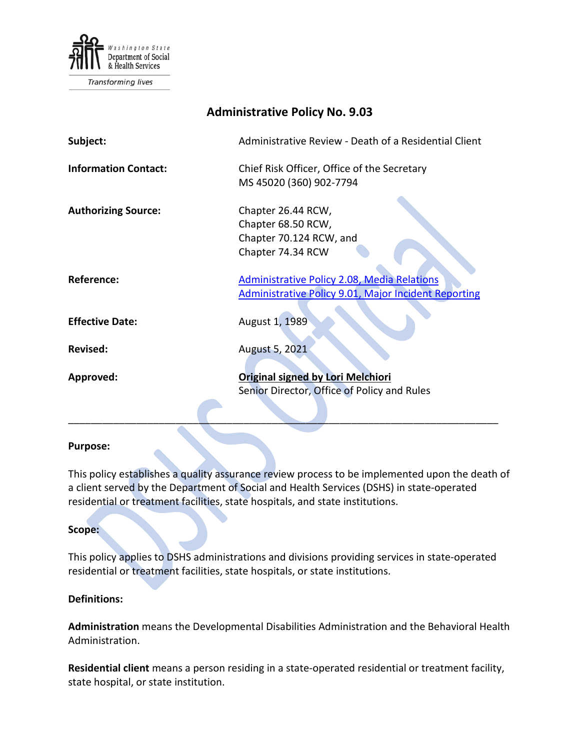Washington State Department of Social & Health Services

Transforming lives

# Administrative Policy No. 9.03

| | |
|---|---|
| **Subject:** | Administrative Review - Death of a Residential Client |
| **Information Contact:** | Chief Risk Officer, Office of the Secretary<br>MS 45020 (360) 902-7794 |
| **Authorizing Source:** | Chapter 26.44 RCW,<br>Chapter 68.50 RCW,<br>Chapter 70.124 RCW, and<br>Chapter 74.34 RCW |
| **Reference:** | [Administrative Policy 2.08, Media Relations](#)<br>[Administrative Policy 9.01, Major Incident Reporting](#) |
| **Effective Date:** | August 1, 1989 |
| **Revised:** | August 5, 2021 |
| **Approved:** | **Original signed by Lori Melchiori**<br>Senior Director, Office of Policy and Rules |

---

**Purpose:**

This policy establishes a quality assurance review process to be implemented upon the death of a client served by the Department of Social and Health Services (DSHS) in state-operated residential or treatment facilities, state hospitals, and state institutions.

**Scope:**

This policy applies to DSHS administrations and divisions providing services in state-operated residential or treatment facilities, state hospitals, or state institutions.

**Definitions:**

**Administration** means the Developmental Disabilities Administration and the Behavioral Health Administration.

**Residential client** means a person residing in a state-operated residential or treatment facility, state hospital, or state institution.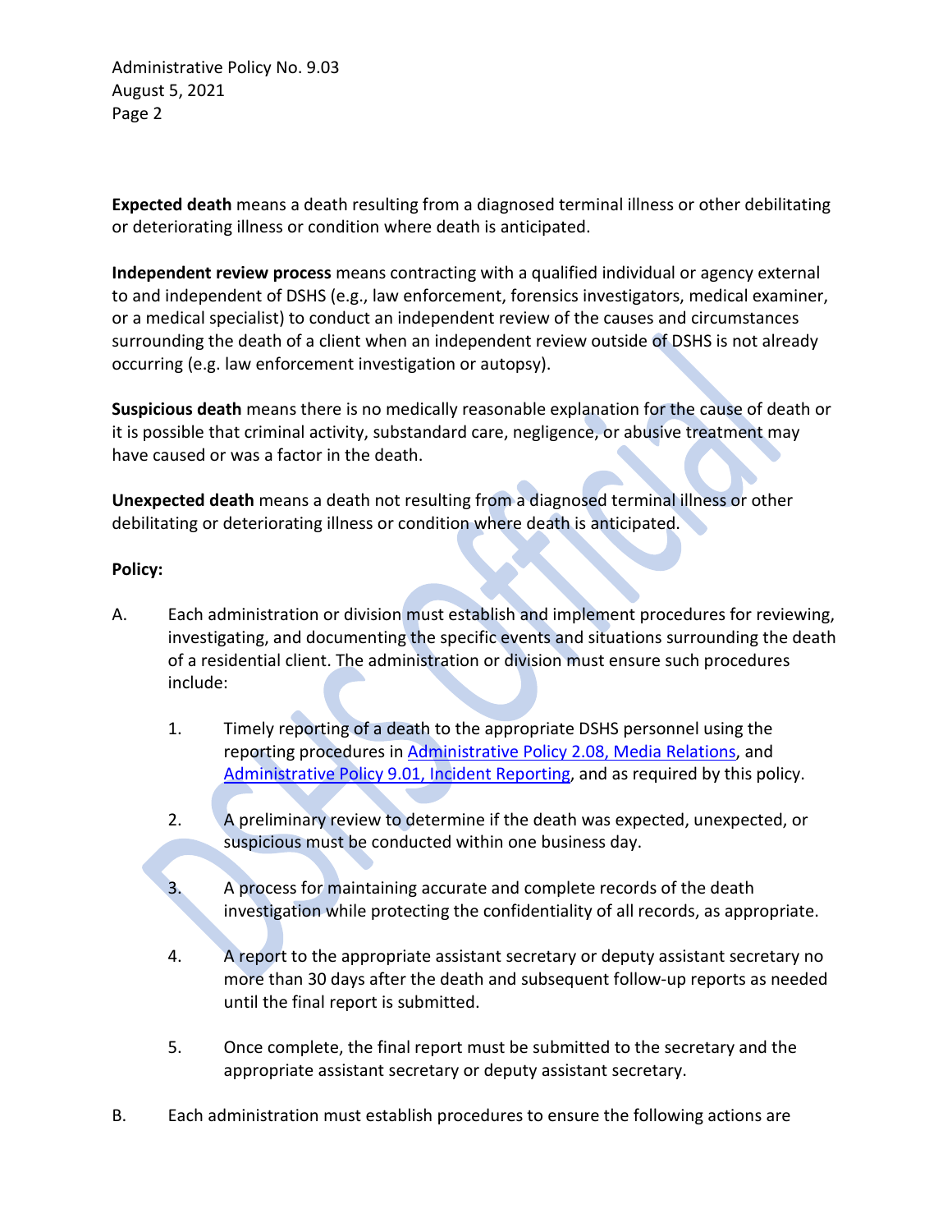**Expected death** means a death resulting from a diagnosed terminal illness or other debilitating or deteriorating illness or condition where death is anticipated.

**Independent review process** means contracting with a qualified individual or agency external to and independent of DSHS (e.g., law enforcement, forensics investigators, medical examiner, or a medical specialist) to conduct an independent review of the causes and circumstances surrounding the death of a client when an independent review outside of DSHS is not already occurring (e.g. law enforcement investigation or autopsy).

**Suspicious death** means there is no medically reasonable explanation for the cause of death or it is possible that criminal activity, substandard care, negligence, or abusive treatment may have caused or was a factor in the death.

**Unexpected death** means a death not resulting from a diagnosed terminal illness or other debilitating or deteriorating illness or condition where death is anticipated.

**Policy:**

A. Each administration or division must establish and implement procedures for reviewing, investigating, and documenting the specific events and situations surrounding the death of a residential client. The administration or division must ensure such procedures include:

   1. Timely reporting of a death to the appropriate DSHS personnel using the reporting procedures in [Administrative Policy 2.08, Media Relations](), and [Administrative Policy 9.01, Incident Reporting](), and as required by this policy.

   2. A preliminary review to determine if the death was expected, unexpected, or suspicious must be conducted within one business day.

   3. A process for maintaining accurate and complete records of the death investigation while protecting the confidentiality of all records, as appropriate.

   4. A report to the appropriate assistant secretary or deputy assistant secretary no more than 30 days after the death and subsequent follow-up reports as needed until the final report is submitted.

   5. Once complete, the final report must be submitted to the secretary and the appropriate assistant secretary or deputy assistant secretary.

B. Each administration must establish procedures to ensure the following actions are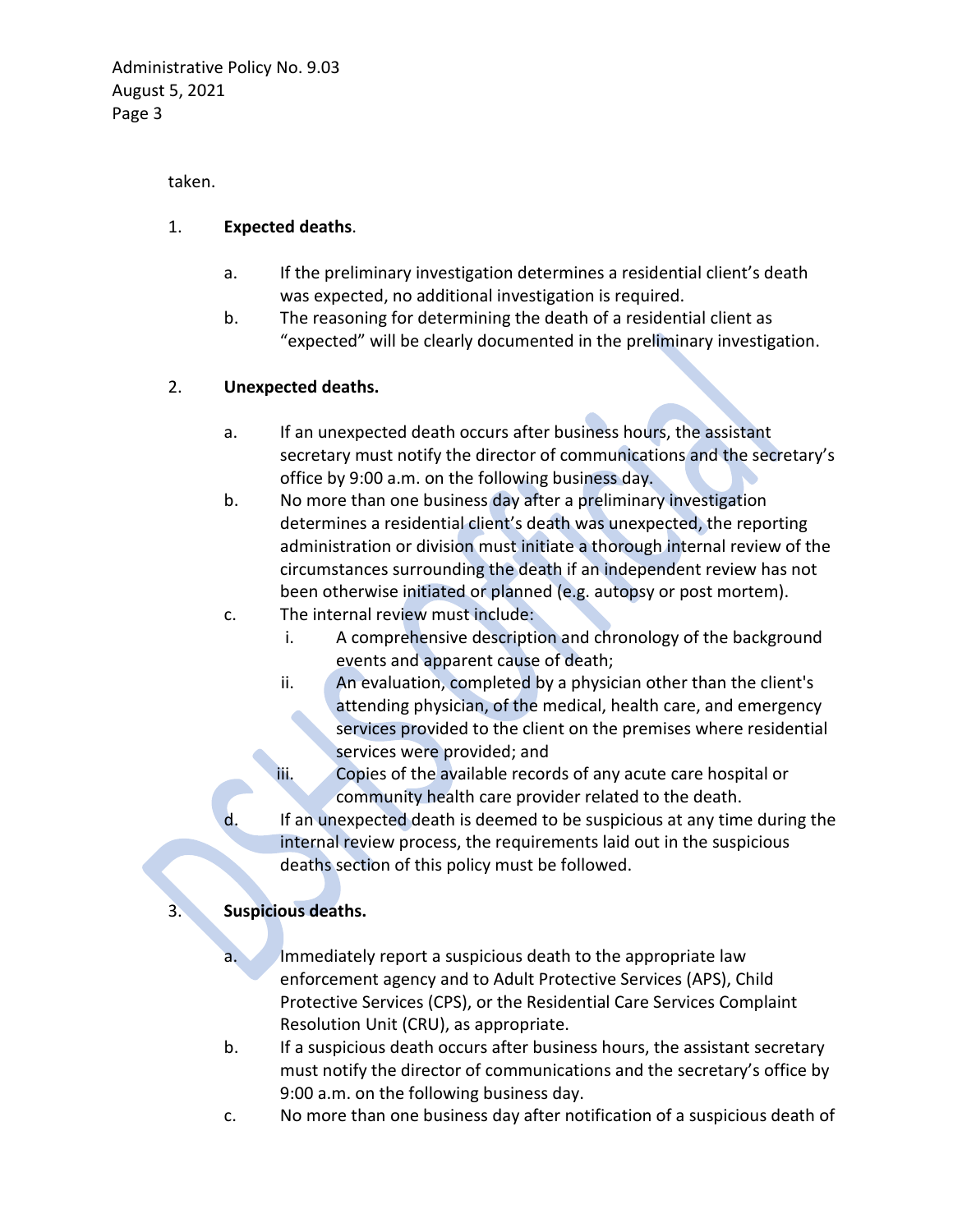taken.

1. **Expected deaths**.

   a. If the preliminary investigation determines a residential client's death was expected, no additional investigation is required.

   b. The reasoning for determining the death of a residential client as "expected" will be clearly documented in the preliminary investigation.

2. **Unexpected deaths.**

   a. If an unexpected death occurs after business hours, the assistant secretary must notify the director of communications and the secretary's office by 9:00 a.m. on the following business day.

   b. No more than one business day after a preliminary investigation determines a residential client's death was unexpected, the reporting administration or division must initiate a thorough internal review of the circumstances surrounding the death if an independent review has not been otherwise initiated or planned (e.g. autopsy or post mortem).

   c. The internal review must include:

      i. A comprehensive description and chronology of the background events and apparent cause of death;

      ii. An evaluation, completed by a physician other than the client's attending physician, of the medical, health care, and emergency services provided to the client on the premises where residential services were provided; and

      iii. Copies of the available records of any acute care hospital or community health care provider related to the death.

   d. If an unexpected death is deemed to be suspicious at any time during the internal review process, the requirements laid out in the suspicious deaths section of this policy must be followed.

3. **Suspicious deaths.**

   a. Immediately report a suspicious death to the appropriate law enforcement agency and to Adult Protective Services (APS), Child Protective Services (CPS), or the Residential Care Services Complaint Resolution Unit (CRU), as appropriate.

   b. If a suspicious death occurs after business hours, the assistant secretary must notify the director of communications and the secretary's office by 9:00 a.m. on the following business day.

   c. No more than one business day after notification of a suspicious death of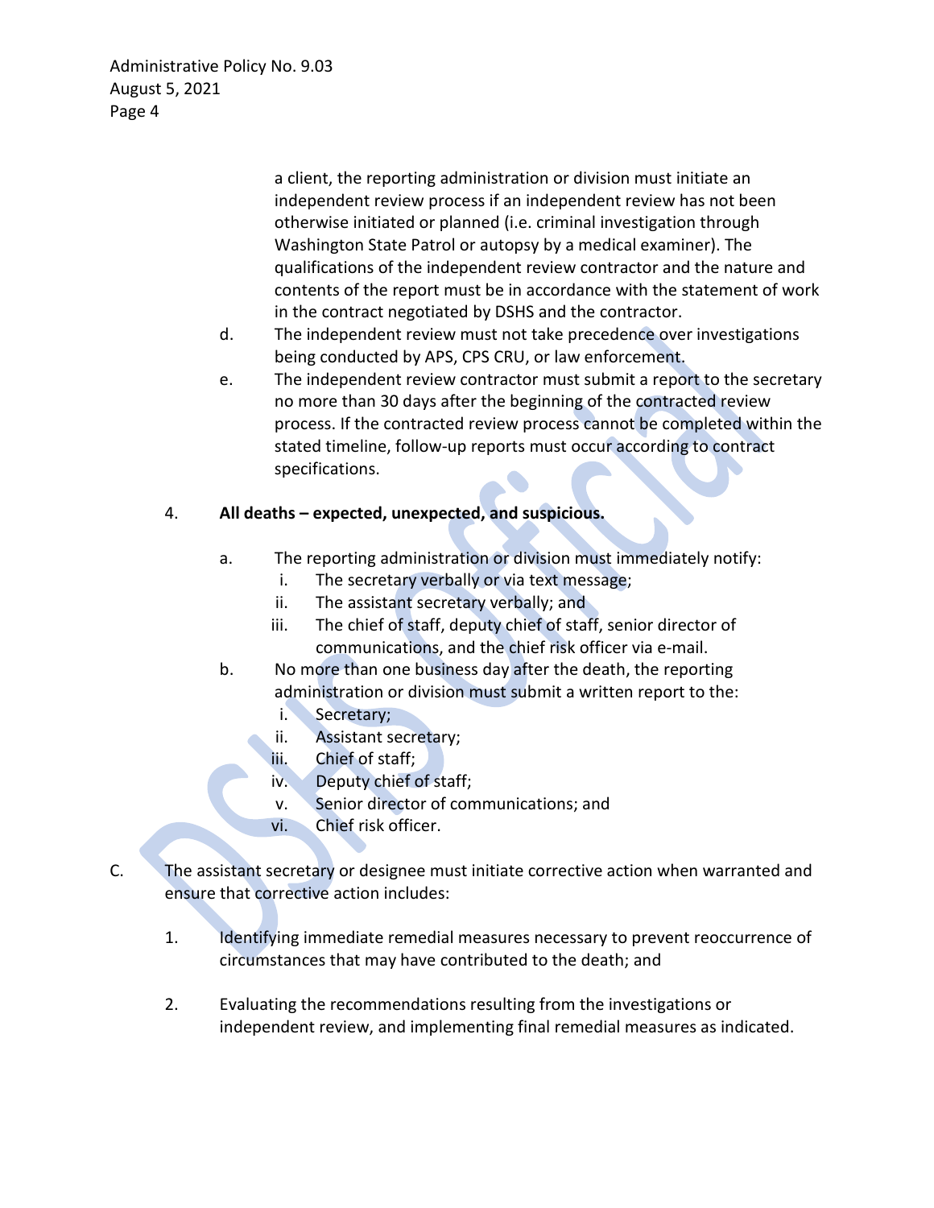a client, the reporting administration or division must initiate an independent review process if an independent review has not been otherwise initiated or planned (i.e. criminal investigation through Washington State Patrol or autopsy by a medical examiner). The qualifications of the independent review contractor and the nature and contents of the report must be in accordance with the statement of work in the contract negotiated by DSHS and the contractor.

   d. The independent review must not take precedence over investigations being conducted by APS, CPS CRU, or law enforcement.

   e. The independent review contractor must submit a report to the secretary no more than 30 days after the beginning of the contracted review process. If the contracted review process cannot be completed within the stated timeline, follow-up reports must occur according to contract specifications.

4. **All deaths – expected, unexpected, and suspicious.**

   a. The reporting administration or division must immediately notify:
      i. The secretary verbally or via text message;
      ii. The assistant secretary verbally; and
      iii. The chief of staff, deputy chief of staff, senior director of communications, and the chief risk officer via e-mail.

   b. No more than one business day after the death, the reporting administration or division must submit a written report to the:
      i. Secretary;
      ii. Assistant secretary;
      iii. Chief of staff;
      iv. Deputy chief of staff;
      v. Senior director of communications; and
      vi. Chief risk officer.

C. The assistant secretary or designee must initiate corrective action when warranted and ensure that corrective action includes:

   1. Identifying immediate remedial measures necessary to prevent reoccurrence of circumstances that may have contributed to the death; and

   2. Evaluating the recommendations resulting from the investigations or independent review, and implementing final remedial measures as indicated.